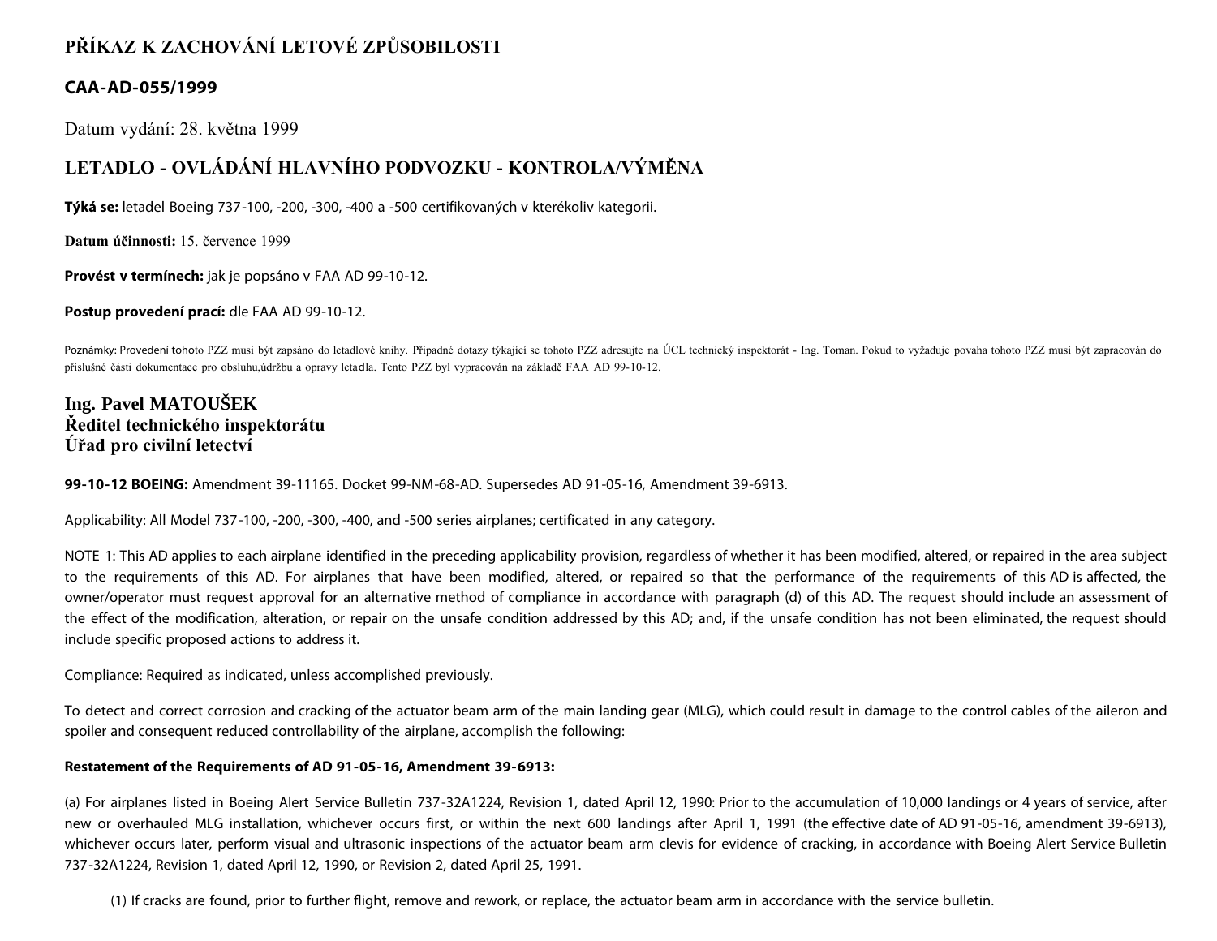# PŘÍKAZ K ZACHOVÁNÍ LETOVÉ ZPŮSOBILOSTI

## CAA-AD-055/1999

Datum vydání: 28. května 1999

## LETADLO - OVLÁDÁNÍ HLAVNÍHO PODVOZKU - KONTROLA/VÝMĚNA

**Týká se:** letadel Boeing 737-100, -200, -300, -400 a -500 certifikovaných v kterékoliv kategorii.

**Datum účinnosti:** 15. července 1999

**Provést v termínech:** jak je popsáno v FAA AD 99-10-12.

**Postup provedení prací:** dle FAA AD 99-10-12.

Poznámky: Provedení tohoto PZZ musí být zapsáno do letadlové knihy. Případné dotazy týkající se tohoto PZZ adresujte na ÚCL technický inspektorát - Ing. Toman. Pokud to vyžaduje povaha tohoto PZZ musí být zapracován do příslušné části dokumentace pro obsluhu,údržbu a opravy letadla. Tento PZZ byl vypracován na základě FAA AD 99-10-12.

**Ing. Pavel MATOUŠEK**
**Ředitel technického inspektorátu**
**Úřad pro civilní letectví**

**99-10-12 BOEING:** Amendment 39-11165. Docket 99-NM-68-AD. Supersedes AD 91-05-16, Amendment 39-6913.

Applicability: All Model 737-100, -200, -300, -400, and -500 series airplanes; certificated in any category.

NOTE 1: This AD applies to each airplane identified in the preceding applicability provision, regardless of whether it has been modified, altered, or repaired in the area subject to the requirements of this AD. For airplanes that have been modified, altered, or repaired so that the performance of the requirements of this AD is affected, the owner/operator must request approval for an alternative method of compliance in accordance with paragraph (d) of this AD. The request should include an assessment of the effect of the modification, alteration, or repair on the unsafe condition addressed by this AD; and, if the unsafe condition has not been eliminated, the request should include specific proposed actions to address it.

Compliance: Required as indicated, unless accomplished previously.

To detect and correct corrosion and cracking of the actuator beam arm of the main landing gear (MLG), which could result in damage to the control cables of the aileron and spoiler and consequent reduced controllability of the airplane, accomplish the following:

**Restatement of the Requirements of AD 91-05-16, Amendment 39-6913:**

(a) For airplanes listed in Boeing Alert Service Bulletin 737-32A1224, Revision 1, dated April 12, 1990: Prior to the accumulation of 10,000 landings or 4 years of service, after new or overhauled MLG installation, whichever occurs first, or within the next 600 landings after April 1, 1991 (the effective date of AD 91-05-16, amendment 39-6913), whichever occurs later, perform visual and ultrasonic inspections of the actuator beam arm clevis for evidence of cracking, in accordance with Boeing Alert Service Bulletin 737-32A1224, Revision 1, dated April 12, 1990, or Revision 2, dated April 25, 1991.

(1) If cracks are found, prior to further flight, remove and rework, or replace, the actuator beam arm in accordance with the service bulletin.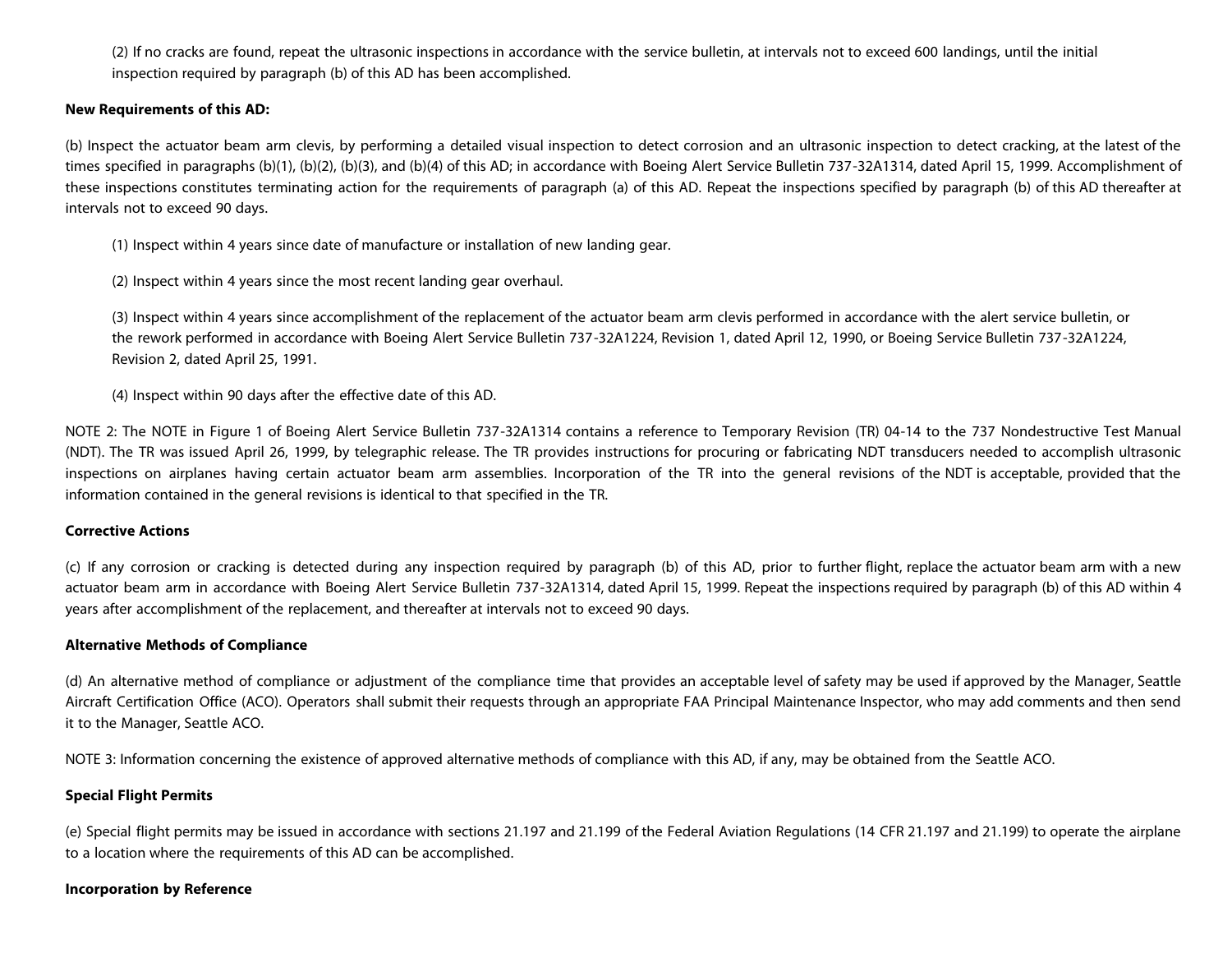(2) If no cracks are found, repeat the ultrasonic inspections in accordance with the service bulletin, at intervals not to exceed 600 landings, until the initial inspection required by paragraph (b) of this AD has been accomplished.

**New Requirements of this AD:**

(b) Inspect the actuator beam arm clevis, by performing a detailed visual inspection to detect corrosion and an ultrasonic inspection to detect cracking, at the latest of the times specified in paragraphs (b)(1), (b)(2), (b)(3), and (b)(4) of this AD; in accordance with Boeing Alert Service Bulletin 737-32A1314, dated April 15, 1999. Accomplishment of these inspections constitutes terminating action for the requirements of paragraph (a) of this AD. Repeat the inspections specified by paragraph (b) of this AD thereafter at intervals not to exceed 90 days.

(1) Inspect within 4 years since date of manufacture or installation of new landing gear.

(2) Inspect within 4 years since the most recent landing gear overhaul.

(3) Inspect within 4 years since accomplishment of the replacement of the actuator beam arm clevis performed in accordance with the alert service bulletin, or the rework performed in accordance with Boeing Alert Service Bulletin 737-32A1224, Revision 1, dated April 12, 1990, or Boeing Service Bulletin 737-32A1224, Revision 2, dated April 25, 1991.

(4) Inspect within 90 days after the effective date of this AD.

NOTE 2: The NOTE in Figure 1 of Boeing Alert Service Bulletin 737-32A1314 contains a reference to Temporary Revision (TR) 04-14 to the 737 Nondestructive Test Manual (NDT). The TR was issued April 26, 1999, by telegraphic release. The TR provides instructions for procuring or fabricating NDT transducers needed to accomplish ultrasonic inspections on airplanes having certain actuator beam arm assemblies. Incorporation of the TR into the general revisions of the NDT is acceptable, provided that the information contained in the general revisions is identical to that specified in the TR.

**Corrective Actions**

(c) If any corrosion or cracking is detected during any inspection required by paragraph (b) of this AD, prior to further flight, replace the actuator beam arm with a new actuator beam arm in accordance with Boeing Alert Service Bulletin 737-32A1314, dated April 15, 1999. Repeat the inspections required by paragraph (b) of this AD within 4 years after accomplishment of the replacement, and thereafter at intervals not to exceed 90 days.

**Alternative Methods of Compliance**

(d) An alternative method of compliance or adjustment of the compliance time that provides an acceptable level of safety may be used if approved by the Manager, Seattle Aircraft Certification Office (ACO). Operators shall submit their requests through an appropriate FAA Principal Maintenance Inspector, who may add comments and then send it to the Manager, Seattle ACO.

NOTE 3: Information concerning the existence of approved alternative methods of compliance with this AD, if any, may be obtained from the Seattle ACO.

**Special Flight Permits**

(e) Special flight permits may be issued in accordance with sections 21.197 and 21.199 of the Federal Aviation Regulations (14 CFR 21.197 and 21.199) to operate the airplane to a location where the requirements of this AD can be accomplished.

**Incorporation by Reference**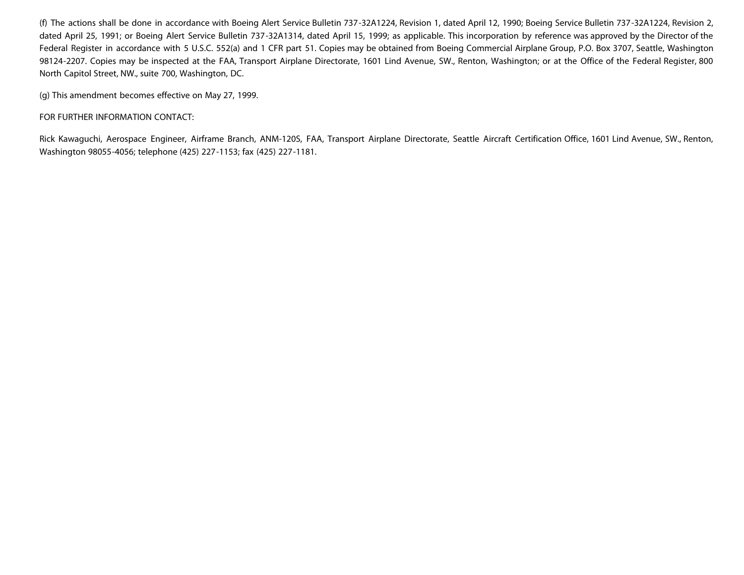(f) The actions shall be done in accordance with Boeing Alert Service Bulletin 737-32A1224, Revision 1, dated April 12, 1990; Boeing Service Bulletin 737-32A1224, Revision 2, dated April 25, 1991; or Boeing Alert Service Bulletin 737-32A1314, dated April 15, 1999; as applicable. This incorporation by reference was approved by the Director of the Federal Register in accordance with 5 U.S.C. 552(a) and 1 CFR part 51. Copies may be obtained from Boeing Commercial Airplane Group, P.O. Box 3707, Seattle, Washington 98124-2207. Copies may be inspected at the FAA, Transport Airplane Directorate, 1601 Lind Avenue, SW., Renton, Washington; or at the Office of the Federal Register, 800 North Capitol Street, NW., suite 700, Washington, DC.

(g) This amendment becomes effective on May 27, 1999.

FOR FURTHER INFORMATION CONTACT:

Rick Kawaguchi, Aerospace Engineer, Airframe Branch, ANM-120S, FAA, Transport Airplane Directorate, Seattle Aircraft Certification Office, 1601 Lind Avenue, SW., Renton, Washington 98055-4056; telephone (425) 227-1153; fax (425) 227-1181.